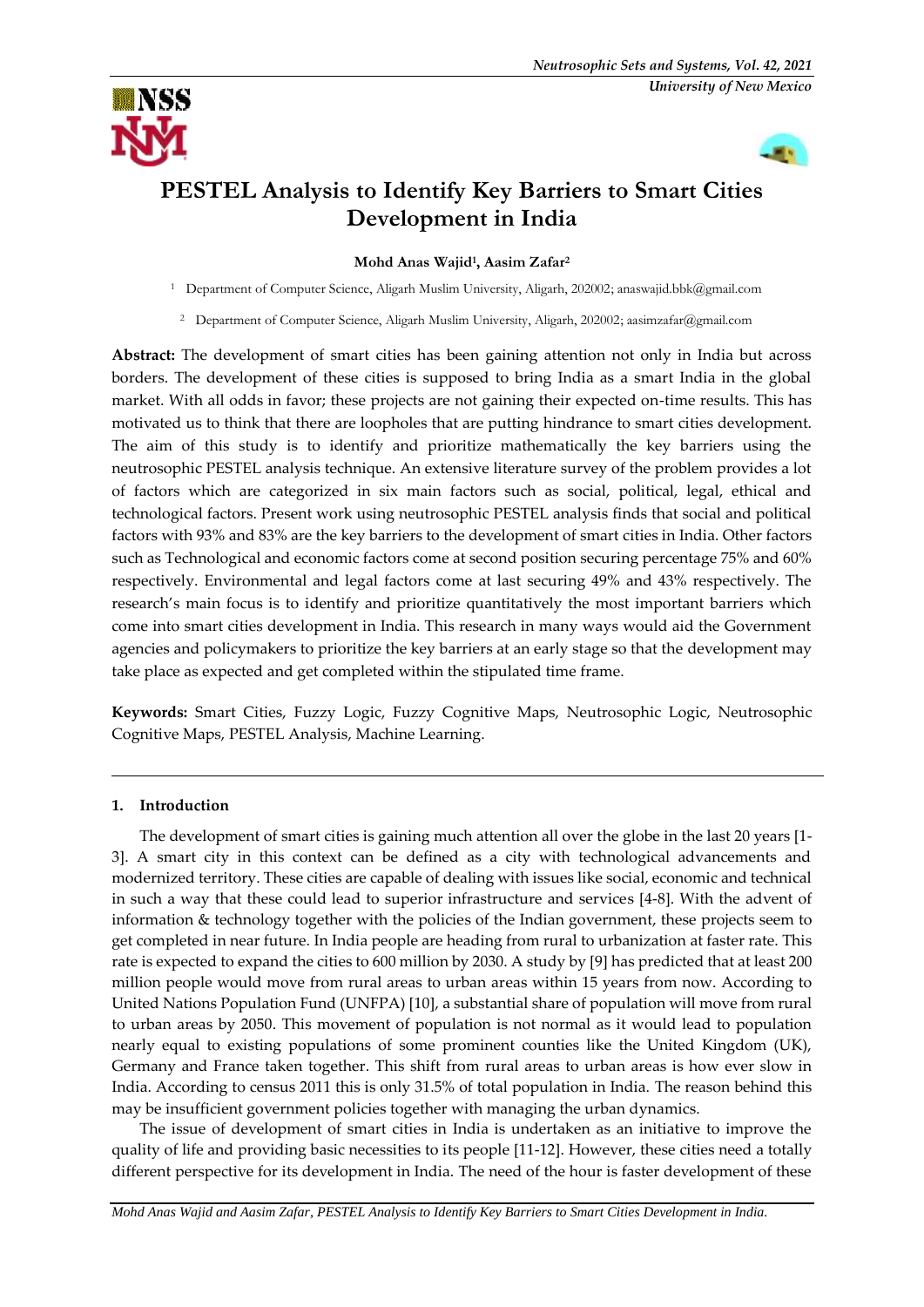# PESTEL Analysis to Identify Key Barriers to Smart Cities Development in India

**Mohd Anas Wajid[1], Aasim Zafar[2]**

[1] Department of Computer Science, Aligarh Muslim University, Aligarh, 202002; anaswajid.bbk@gmail.com

[2] Department of Computer Science, Aligarh Muslim University, Aligarh, 202002; aasimzafar@gmail.com

**Abstract:** The development of smart cities has been gaining attention not only in India but across borders. The development of these cities is supposed to bring India as a smart India in the global market. With all odds in favor; these projects are not gaining their expected on-time results. This has motivated us to think that there are loopholes that are putting hindrance to smart cities development. The aim of this study is to identify and prioritize mathematically the key barriers using the neutrosophic PESTEL analysis technique. An extensive literature survey of the problem provides a lot of factors which are categorized in six main factors such as social, political, legal, ethical and technological factors. Present work using neutrosophic PESTEL analysis finds that social and political factors with 93% and 83% are the key barriers to the development of smart cities in India. Other factors such as Technological and economic factors come at second position securing percentage 75% and 60% respectively. Environmental and legal factors come at last securing 49% and 43% respectively. The research's main focus is to identify and prioritize quantitatively the most important barriers which come into smart cities development in India. This research in many ways would aid the Government agencies and policymakers to prioritize the key barriers at an early stage so that the development may take place as expected and get completed within the stipulated time frame.

**Keywords:** Smart Cities, Fuzzy Logic, Fuzzy Cognitive Maps, Neutrosophic Logic, Neutrosophic Cognitive Maps, PESTEL Analysis, Machine Learning.

## 1. Introduction

The development of smart cities is gaining much attention all over the globe in the last 20 years [1-3]. A smart city in this context can be defined as a city with technological advancements and modernized territory. These cities are capable of dealing with issues like social, economic and technical in such a way that these could lead to superior infrastructure and services [4-8]. With the advent of information & technology together with the policies of the Indian government, these projects seem to get completed in near future. In India people are heading from rural to urbanization at faster rate. This rate is expected to expand the cities to 600 million by 2030. A study by [9] has predicted that at least 200 million people would move from rural areas to urban areas within 15 years from now. According to United Nations Population Fund (UNFPA) [10], a substantial share of population will move from rural to urban areas by 2050. This movement of population is not normal as it would lead to population nearly equal to existing populations of some prominent counties like the United Kingdom (UK), Germany and France taken together. This shift from rural areas to urban areas is how ever slow in India. According to census 2011 this is only 31.5% of total population in India. The reason behind this may be insufficient government policies together with managing the urban dynamics.

The issue of development of smart cities in India is undertaken as an initiative to improve the quality of life and providing basic necessities to its people [11-12]. However, these cities need a totally different perspective for its development in India. The need of the hour is faster development of these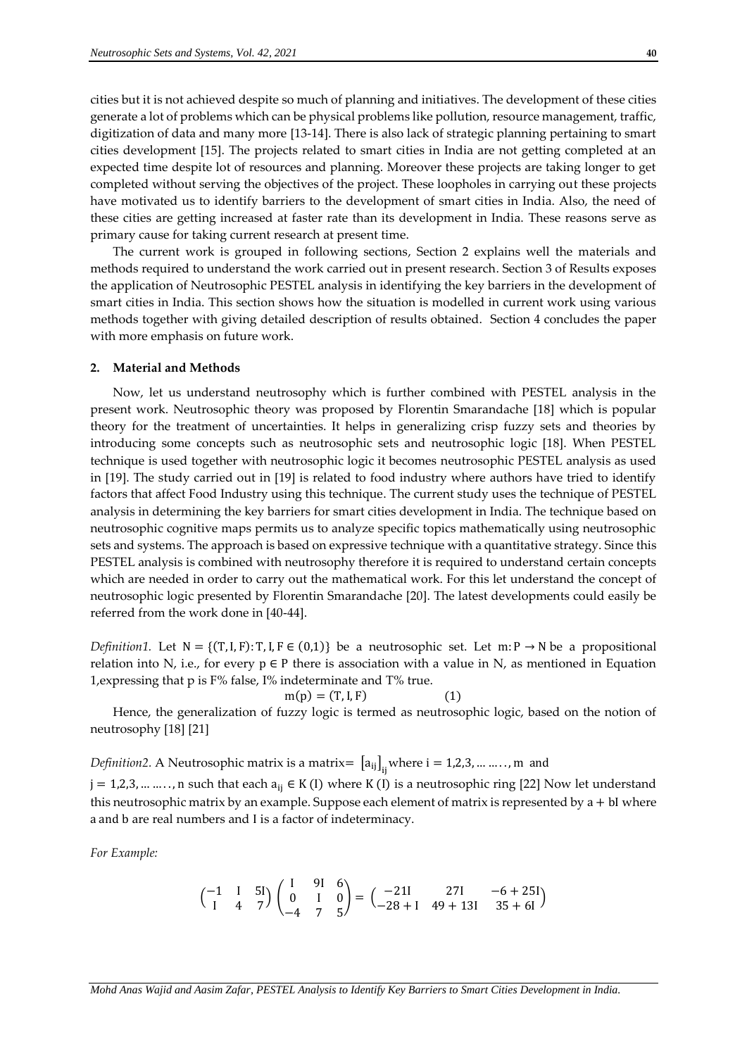cities but it is not achieved despite so much of planning and initiatives. The development of these cities generate a lot of problems which can be physical problems like pollution, resource management, traffic, digitization of data and many more [13-14]. There is also lack of strategic planning pertaining to smart cities development [15]. The projects related to smart cities in India are not getting completed at an expected time despite lot of resources and planning. Moreover these projects are taking longer to get completed without serving the objectives of the project. These loopholes in carrying out these projects have motivated us to identify barriers to the development of smart cities in India. Also, the need of these cities are getting increased at faster rate than its development in India. These reasons serve as primary cause for taking current research at present time.

The current work is grouped in following sections, Section 2 explains well the materials and methods required to understand the work carried out in present research. Section 3 of Results exposes the application of Neutrosophic PESTEL analysis in identifying the key barriers in the development of smart cities in India. This section shows how the situation is modelled in current work using various methods together with giving detailed description of results obtained. Section 4 concludes the paper with more emphasis on future work.

## 2. Material and Methods

Now, let us understand neutrosophy which is further combined with PESTEL analysis in the present work. Neutrosophic theory was proposed by Florentin Smarandache [18] which is popular theory for the treatment of uncertainties. It helps in generalizing crisp fuzzy sets and theories by introducing some concepts such as neutrosophic sets and neutrosophic logic [18]. When PESTEL technique is used together with neutrosophic logic it becomes neutrosophic PESTEL analysis as used in [19]. The study carried out in [19] is related to food industry where authors have tried to identify factors that affect Food Industry using this technique. The current study uses the technique of PESTEL analysis in determining the key barriers for smart cities development in India. The technique based on neutrosophic cognitive maps permits us to analyze specific topics mathematically using neutrosophic sets and systems. The approach is based on expressive technique with a quantitative strategy. Since this PESTEL analysis is combined with neutrosophy therefore it is required to understand certain concepts which are needed in order to carry out the mathematical work. For this let understand the concept of neutrosophic logic presented by Florentin Smarandache [20]. The latest developments could easily be referred from the work done in [40-44].

*Definition1.* Let $N = \{(T, I, F): T, I, F \in (0,1)\}$ be a neutrosophic set. Let $m: P \rightarrow N$ be a propositional relation into N, i.e., for every $p \in P$ there is association with a value in N, as mentioned in Equation 1,expressing that p is F% false, I% indeterminate and T% true.

$$m(p) = (T, I, F) \qquad (1)$$

Hence, the generalization of fuzzy logic is termed as neutrosophic logic, based on the notion of neutrosophy [18] [21]

*Definition2.* A Neutrosophic matrix is a matrix= $[a_{ij}]_{ij}$ where $i = 1,2,3, \dots \dots, m$ and $j = 1,2,3, \dots \dots, n$ such that each $a_{ij} \in K(I)$ where $K(I)$ is a neutrosophic ring [22] Now let understand this neutrosophic matrix by an example. Suppose each element of matrix is represented by $a + bI$ where a and b are real numbers and I is a factor of indeterminacy.

*For Example:*

$$\begin{pmatrix} -1 & I & 5I \\ I & 4 & 7 \end{pmatrix} \begin{pmatrix} I & 9I & 6 \\ 0 & I & 0 \\ -4 & 7 & 5 \end{pmatrix} = \begin{pmatrix} -21I & 27I & -6+25I \\ -28+I & 49+13I & 35+6I \end{pmatrix}$$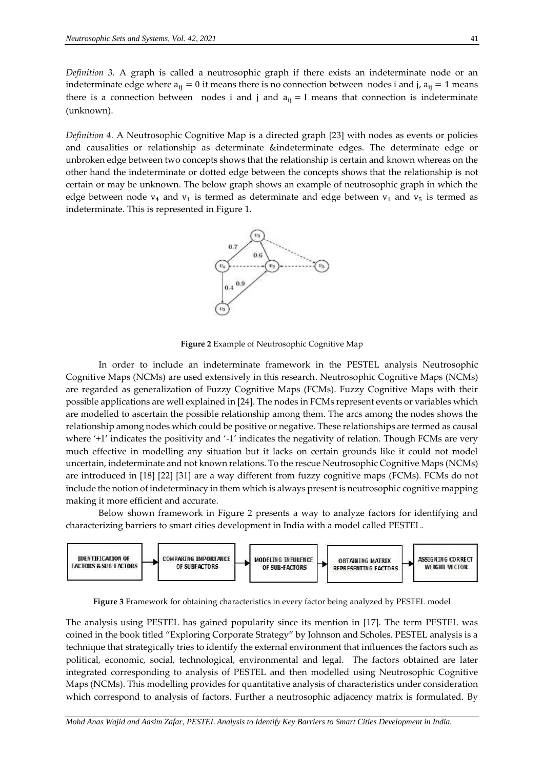*Definition 3.* A graph is called a neutrosophic graph if there exists an indeterminate node or an indeterminate edge where $a_{ij} = 0$ it means there is no connection between nodes i and j, $a_{ij} = 1$ means there is a connection between nodes i and j and $a_{ij} = I$ means that connection is indeterminate (unknown).

*Definition 4.* A Neutrosophic Cognitive Map is a directed graph [23] with nodes as events or policies and causalities or relationship as determinate &indeterminate edges. The determinate edge or unbroken edge between two concepts shows that the relationship is certain and known whereas on the other hand the indeterminate or dotted edge between the concepts shows that the relationship is not certain or may be unknown. The below graph shows an example of neutrosophic graph in which the edge between node $v_4$ and $v_1$ is termed as determinate and edge between $v_1$ and $v_5$ is termed as indeterminate. This is represented in Figure 1.

**Figure 2** Example of Neutrosophic Cognitive Map

In order to include an indeterminate framework in the PESTEL analysis Neutrosophic Cognitive Maps (NCMs) are used extensively in this research. Neutrosophic Cognitive Maps (NCMs) are regarded as generalization of Fuzzy Cognitive Maps (FCMs). Fuzzy Cognitive Maps with their possible applications are well explained in [24]. The nodes in FCMs represent events or variables which are modelled to ascertain the possible relationship among them. The arcs among the nodes shows the relationship among nodes which could be positive or negative. These relationships are termed as causal where '+1' indicates the positivity and '-1' indicates the negativity of relation. Though FCMs are very much effective in modelling any situation but it lacks on certain grounds like it could not model uncertain, indeterminate and not known relations. To the rescue Neutrosophic Cognitive Maps (NCMs) are introduced in [18] [22] [31] are a way different from fuzzy cognitive maps (FCMs). FCMs do not include the notion of indeterminacy in them which is always present is neutrosophic cognitive mapping making it more efficient and accurate.

Below shown framework in Figure 2 presents a way to analyze factors for identifying and characterizing barriers to smart cities development in India with a model called PESTEL.

**Figure 3** Framework for obtaining characteristics in every factor being analyzed by PESTEL model

The analysis using PESTEL has gained popularity since its mention in [17]. The term PESTEL was coined in the book titled "Exploring Corporate Strategy" by Johnson and Scholes. PESTEL analysis is a technique that strategically tries to identify the external environment that influences the factors such as political, economic, social, technological, environmental and legal. The factors obtained are later integrated corresponding to analysis of PESTEL and then modelled using Neutrosophic Cognitive Maps (NCMs). This modelling provides for quantitative analysis of characteristics under consideration which correspond to analysis of factors. Further a neutrosophic adjacency matrix is formulated. By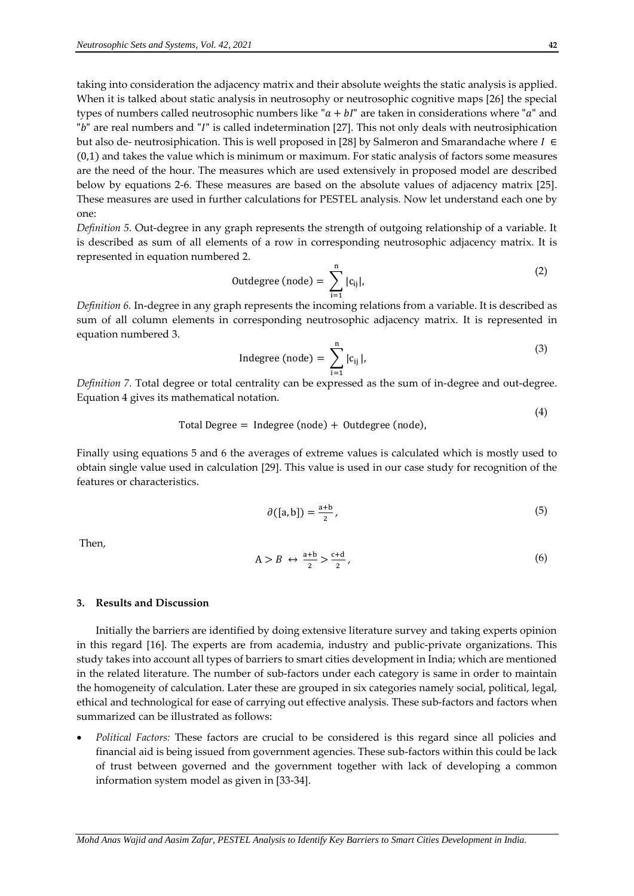taking into consideration the adjacency matrix and their absolute weights the static analysis is applied. When it is talked about static analysis in neutrosophy or neutrosophic cognitive maps [26] the special types of numbers called neutrosophic numbers like "$a + bI$" are taken in considerations where "$a$" and "$b$" are real numbers and "$I$" is called indetermination [27]. This not only deals with neutrosiphication but also de- neutrosiphication. This is well proposed in [28] by Salmeron and Smarandache where $I \in (0,1)$ and takes the value which is minimum or maximum. For static analysis of factors some measures are the need of the hour. The measures which are used extensively in proposed model are described below by equations 2-6. These measures are based on the absolute values of adjacency matrix [25]. These measures are used in further calculations for PESTEL analysis. Now let understand each one by one:

*Definition 5.* Out-degree in any graph represents the strength of outgoing relationship of a variable. It is described as sum of all elements of a row in corresponding neutrosophic adjacency matrix. It is represented in equation numbered 2.

$$\text{Outdegree (node)} = \sum_{i=1}^{n} |c_{ij}|, \tag{2}$$

*Definition 6.* In-degree in any graph represents the incoming relations from a variable. It is described as sum of all column elements in corresponding neutrosophic adjacency matrix. It is represented in equation numbered 3.

$$\text{Indegree (node)} = \sum_{i=1}^{n} |c_{ij}|, \tag{3}$$

*Definition 7.* Total degree or total centrality can be expressed as the sum of in-degree and out-degree. Equation 4 gives its mathematical notation.

$$\text{Total Degree} = \text{Indegree (node)} + \text{Outdegree (node)}, \tag{4}$$

Finally using equations 5 and 6 the averages of extreme values is calculated which is mostly used to obtain single value used in calculation [29]. This value is used in our case study for recognition of the features or characteristics.

$$\partial([a, b]) = \frac{a+b}{2}, \tag{5}$$

Then,

$$A > B \leftrightarrow \frac{a+b}{2} > \frac{c+d}{2}, \tag{6}$$

## 3. Results and Discussion

Initially the barriers are identified by doing extensive literature survey and taking experts opinion in this regard [16]. The experts are from academia, industry and public-private organizations. This study takes into account all types of barriers to smart cities development in India; which are mentioned in the related literature. The number of sub-factors under each category is same in order to maintain the homogeneity of calculation. Later these are grouped in six categories namely social, political, legal, ethical and technological for ease of carrying out effective analysis. These sub-factors and factors when summarized can be illustrated as follows:

- *Political Factors:* These factors are crucial to be considered is this regard since all policies and financial aid is being issued from government agencies. These sub-factors within this could be lack of trust between governed and the government together with lack of developing a common information system model as given in [33-34].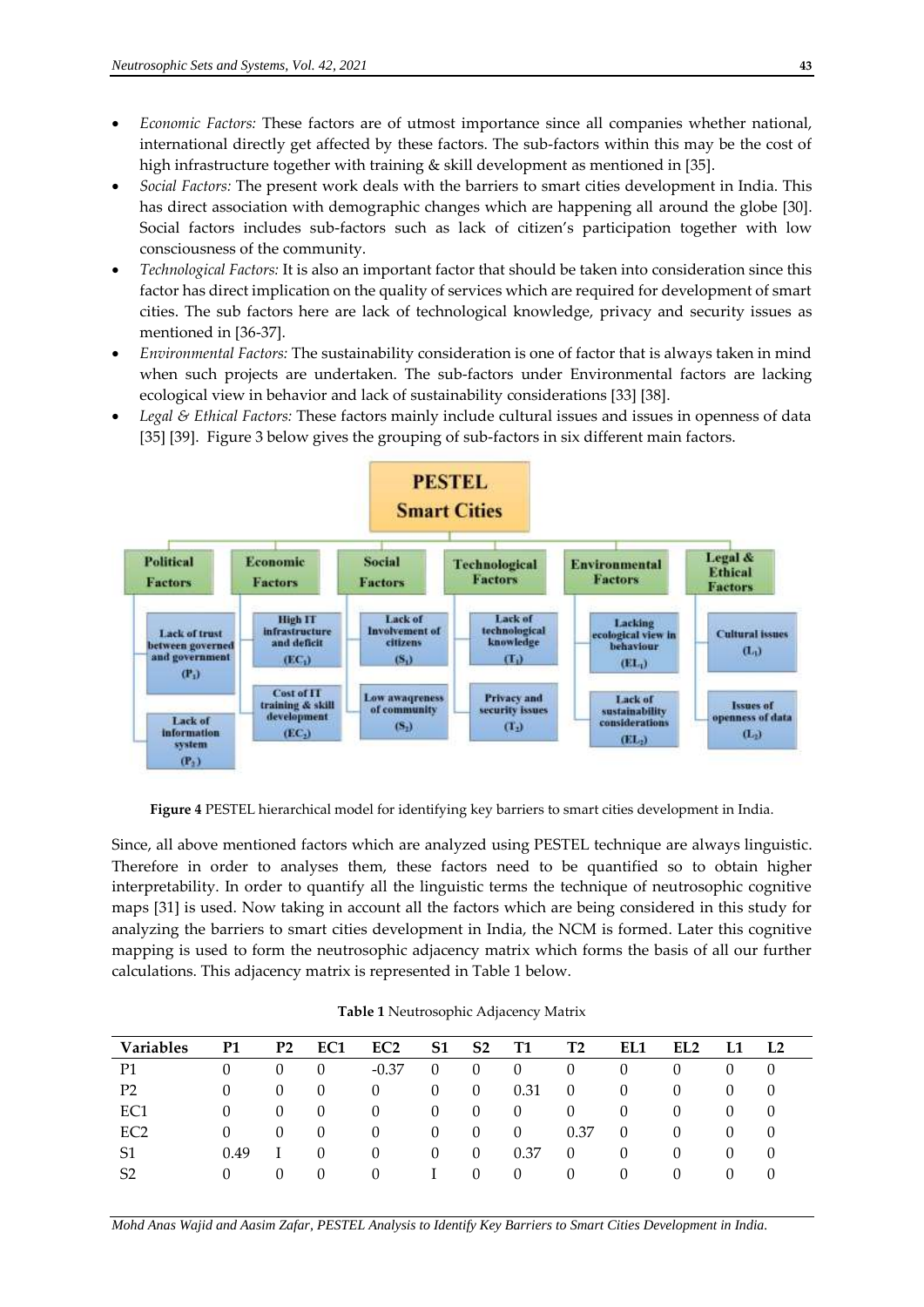- *Economic Factors:* These factors are of utmost importance since all companies whether national, international directly get affected by these factors. The sub-factors within this may be the cost of high infrastructure together with training & skill development as mentioned in [35].
- *Social Factors:* The present work deals with the barriers to smart cities development in India. This has direct association with demographic changes which are happening all around the globe [30]. Social factors includes sub-factors such as lack of citizen's participation together with low consciousness of the community.
- *Technological Factors:* It is also an important factor that should be taken into consideration since this factor has direct implication on the quality of services which are required for development of smart cities. The sub factors here are lack of technological knowledge, privacy and security issues as mentioned in [36-37].
- *Environmental Factors:* The sustainability consideration is one of factor that is always taken in mind when such projects are undertaken. The sub-factors under Environmental factors are lacking ecological view in behavior and lack of sustainability considerations [33] [38].
- *Legal & Ethical Factors:* These factors mainly include cultural issues and issues in openness of data [35] [39]. Figure 3 below gives the grouping of sub-factors in six different main factors.

**Figure 4** PESTEL hierarchical model for identifying key barriers to smart cities development in India.

Since, all above mentioned factors which are analyzed using PESTEL technique are always linguistic. Therefore in order to analyses them, these factors need to be quantified so to obtain higher interpretability. In order to quantify all the linguistic terms the technique of neutrosophic cognitive maps [31] is used. Now taking in account all the factors which are being considered in this study for analyzing the barriers to smart cities development in India, the NCM is formed. Later this cognitive mapping is used to form the neutrosophic adjacency matrix which forms the basis of all our further calculations. This adjacency matrix is represented in Table 1 below.

**Table 1** Neutrosophic Adjacency Matrix

| Variables | P1 | P2 | EC1 | EC2 | S1 | S2 | T1 | T2 | EL1 | EL2 | L1 | L2 |
|---|---|---|---|---|---|---|---|---|---|---|---|---|
| P1 | 0 | 0 | 0 | -0.37 | 0 | 0 | 0 | 0 | 0 | 0 | 0 | 0 |
| P2 | 0 | 0 | 0 | 0 | 0 | 0 | 0.31 | 0 | 0 | 0 | 0 | 0 |
| EC1 | 0 | 0 | 0 | 0 | 0 | 0 | 0 | 0 | 0 | 0 | 0 | 0 |
| EC2 | 0 | 0 | 0 | 0 | 0 | 0 | 0 | 0.37 | 0 | 0 | 0 | 0 |
| S1 | 0.49 | I | 0 | 0 | 0 | 0 | 0.37 | 0 | 0 | 0 | 0 | 0 |
| S2 | 0 | 0 | 0 | 0 | I | 0 | 0 | 0 | 0 | 0 | 0 | 0 |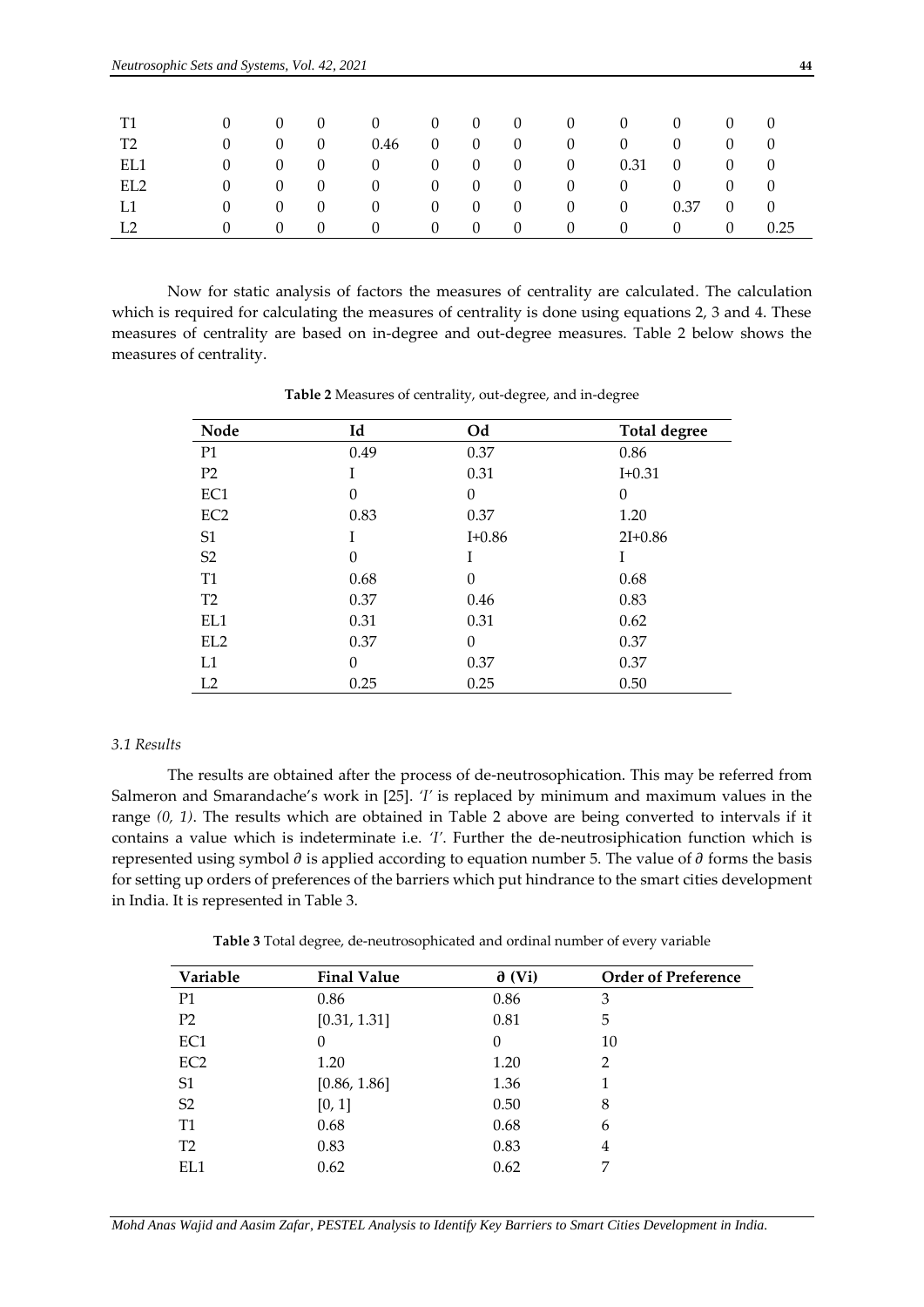| T1 | 0 | 0 | 0 | 0 | 0 | 0 | 0 | 0 | 0 | 0 | 0 | 0 |
|---|---|---|---|---|---|---|---|---|---|---|---|---|
| T2 | 0 | 0 | 0 | 0.46 | 0 | 0 | 0 | 0 | 0 | 0 | 0 | 0 |
| EL1 | 0 | 0 | 0 | 0 | 0 | 0 | 0 | 0 | 0.31 | 0 | 0 | 0 |
| EL2 | 0 | 0 | 0 | 0 | 0 | 0 | 0 | 0 | 0 | 0 | 0 | 0 |
| L1 | 0 | 0 | 0 | 0 | 0 | 0 | 0 | 0 | 0 | 0.37 | 0 | 0 |
| L2 | 0 | 0 | 0 | 0 | 0 | 0 | 0 | 0 | 0 | 0 | 0 | 0.25 |

Now for static analysis of factors the measures of centrality are calculated. The calculation which is required for calculating the measures of centrality is done using equations 2, 3 and 4. These measures of centrality are based on in-degree and out-degree measures. Table 2 below shows the measures of centrality.

**Table 2** Measures of centrality, out-degree, and in-degree

| Node | Id | Od | Total degree |
|---|---|---|---|
| P1 | 0.49 | 0.37 | 0.86 |
| P2 | I | 0.31 | I+0.31 |
| EC1 | 0 | 0 | 0 |
| EC2 | 0.83 | 0.37 | 1.20 |
| S1 | I | I+0.86 | 2I+0.86 |
| S2 | 0 | I | I |
| T1 | 0.68 | 0 | 0.68 |
| T2 | 0.37 | 0.46 | 0.83 |
| EL1 | 0.31 | 0.31 | 0.62 |
| EL2 | 0.37 | 0 | 0.37 |
| L1 | 0 | 0.37 | 0.37 |
| L2 | 0.25 | 0.25 | 0.50 |

*3.1 Results*

The results are obtained after the process of de-neutrosophication. This may be referred from Salmeron and Smarandache's work in [25]. *'I'* is replaced by minimum and maximum values in the range *(0, 1)*. The results which are obtained in Table 2 above are being converted to intervals if it contains a value which is indeterminate i.e. *'I'*. Further the de-neutrosiphication function which is represented using symbol $\partial$ is applied according to equation number 5. The value of $\partial$ forms the basis for setting up orders of preferences of the barriers which put hindrance to the smart cities development in India. It is represented in Table 3.

**Table 3** Total degree, de-neutrosophicated and ordinal number of every variable

| Variable | Final Value | $\partial$ (Vi) | Order of Preference |
|---|---|---|---|
| P1 | 0.86 | 0.86 | 3 |
| P2 | [0.31, 1.31] | 0.81 | 5 |
| EC1 | 0 | 0 | 10 |
| EC2 | 1.20 | 1.20 | 2 |
| S1 | [0.86, 1.86] | 1.36 | 1 |
| S2 | [0, 1] | 0.50 | 8 |
| T1 | 0.68 | 0.68 | 6 |
| T2 | 0.83 | 0.83 | 4 |
| EL1 | 0.62 | 0.62 | 7 |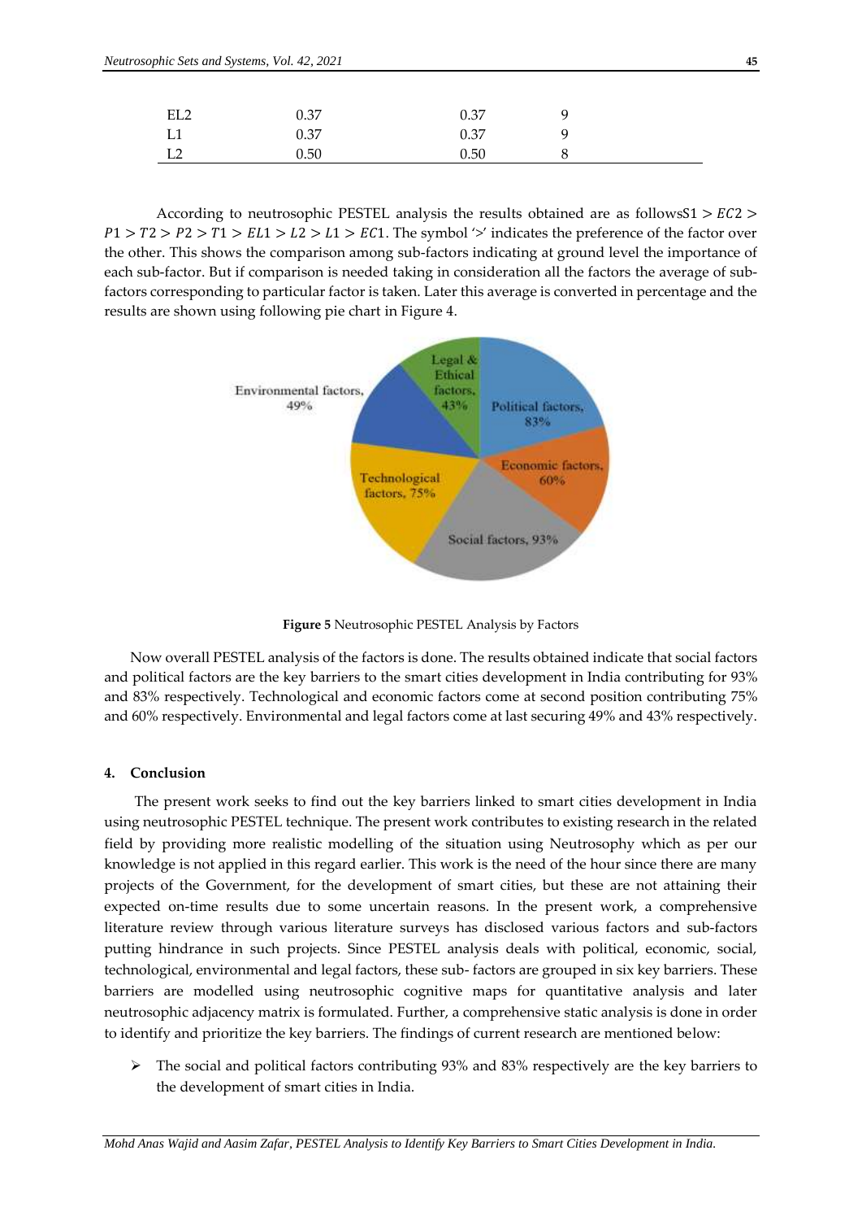| EL2 | 0.37 | 0.37 | 9 |
|---|---|---|---|
| L1 | 0.37 | 0.37 | 9 |
| L2 | 0.50 | 0.50 | 8 |

According to neutrosophic PESTEL analysis the results obtained are as follows$S1 > EC2 > P1 > T2 > P2 > T1 > EL1 > L2 > L1 > EC1$. The symbol '>' indicates the preference of the factor over the other. This shows the comparison among sub-factors indicating at ground level the importance of each sub-factor. But if comparison is needed taking in consideration all the factors the average of sub-factors corresponding to particular factor is taken. Later this average is converted in percentage and the results are shown using following pie chart in Figure 4.

**Figure 5** Neutrosophic PESTEL Analysis by Factors

Now overall PESTEL analysis of the factors is done. The results obtained indicate that social factors and political factors are the key barriers to the smart cities development in India contributing for 93% and 83% respectively. Technological and economic factors come at second position contributing 75% and 60% respectively. Environmental and legal factors come at last securing 49% and 43% respectively.

## 4. Conclusion

The present work seeks to find out the key barriers linked to smart cities development in India using neutrosophic PESTEL technique. The present work contributes to existing research in the related field by providing more realistic modelling of the situation using Neutrosophy which as per our knowledge is not applied in this regard earlier. This work is the need of the hour since there are many projects of the Government, for the development of smart cities, but these are not attaining their expected on-time results due to some uncertain reasons. In the present work, a comprehensive literature review through various literature surveys has disclosed various factors and sub-factors putting hindrance in such projects. Since PESTEL analysis deals with political, economic, social, technological, environmental and legal factors, these sub- factors are grouped in six key barriers. These barriers are modelled using neutrosophic cognitive maps for quantitative analysis and later neutrosophic adjacency matrix is formulated. Further, a comprehensive static analysis is done in order to identify and prioritize the key barriers. The findings of current research are mentioned below:

- The social and political factors contributing 93% and 83% respectively are the key barriers to the development of smart cities in India.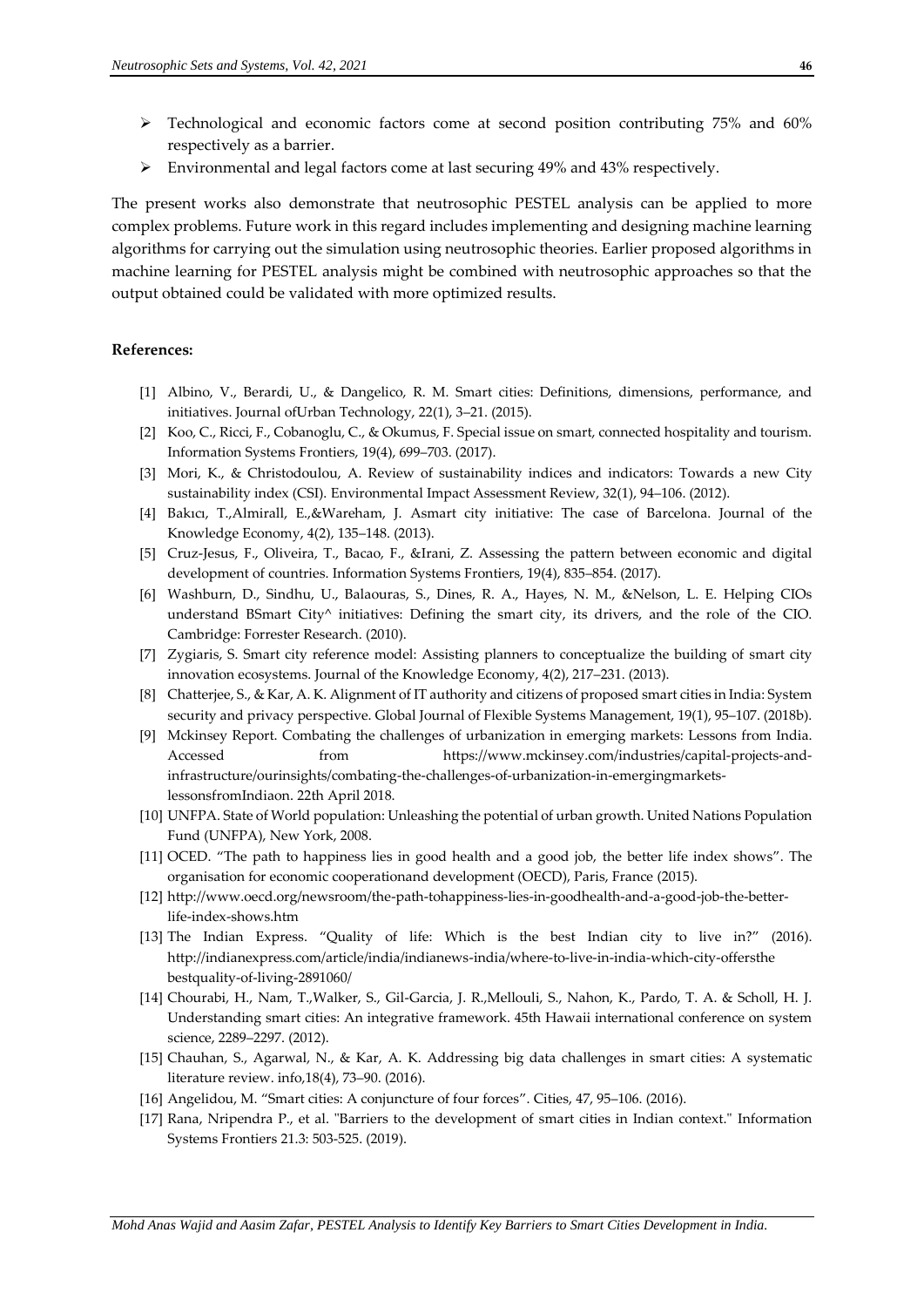- Technological and economic factors come at second position contributing 75% and 60% respectively as a barrier.
- Environmental and legal factors come at last securing 49% and 43% respectively.

The present works also demonstrate that neutrosophic PESTEL analysis can be applied to more complex problems. Future work in this regard includes implementing and designing machine learning algorithms for carrying out the simulation using neutrosophic theories. Earlier proposed algorithms in machine learning for PESTEL analysis might be combined with neutrosophic approaches so that the output obtained could be validated with more optimized results.

**References:**

[1] Albino, V., Berardi, U., & Dangelico, R. M. Smart cities: Definitions, dimensions, performance, and initiatives. Journal ofUrban Technology, 22(1), 3–21. (2015).

[2] Koo, C., Ricci, F., Cobanoglu, C., & Okumus, F. Special issue on smart, connected hospitality and tourism. Information Systems Frontiers, 19(4), 699–703. (2017).

[3] Mori, K., & Christodoulou, A. Review of sustainability indices and indicators: Towards a new City sustainability index (CSI). Environmental Impact Assessment Review, 32(1), 94–106. (2012).

[4] Bakıcı, T.,Almirall, E.,&Wareham, J. Asmart city initiative: The case of Barcelona. Journal of the Knowledge Economy, 4(2), 135–148. (2013).

[5] Cruz-Jesus, F., Oliveira, T., Bacao, F., &Irani, Z. Assessing the pattern between economic and digital development of countries. Information Systems Frontiers, 19(4), 835–854. (2017).

[6] Washburn, D., Sindhu, U., Balaouras, S., Dines, R. A., Hayes, N. M., &Nelson, L. E. Helping CIOs understand BSmart City^ initiatives: Defining the smart city, its drivers, and the role of the CIO. Cambridge: Forrester Research. (2010).

[7] Zygiaris, S. Smart city reference model: Assisting planners to conceptualize the building of smart city innovation ecosystems. Journal of the Knowledge Economy, 4(2), 217–231. (2013).

[8] Chatterjee, S., & Kar, A. K. Alignment of IT authority and citizens of proposed smart cities in India: System security and privacy perspective. Global Journal of Flexible Systems Management, 19(1), 95–107. (2018b).

[9] Mckinsey Report. Combating the challenges of urbanization in emerging markets: Lessons from India. Accessed from https://www.mckinsey.com/industries/capital-projects-and-infrastructure/ourinsights/combating-the-challenges-of-urbanization-in-emergingmarkets-lessonsfromIndiaon. 22th April 2018.

[10] UNFPA. State of World population: Unleashing the potential of urban growth. United Nations Population Fund (UNFPA), New York, 2008.

[11] OCED. "The path to happiness lies in good health and a good job, the better life index shows". The organisation for economic cooperationand development (OECD), Paris, France (2015).

[12] http://www.oecd.org/newsroom/the-path-tohappiness-lies-in-goodhealth-and-a-good-job-the-better-life-index-shows.htm

[13] The Indian Express. "Quality of life: Which is the best Indian city to live in?" (2016). http://indianexpress.com/article/india/indianews-india/where-to-live-in-india-which-city-offersthe bestquality-of-living-2891060/

[14] Chourabi, H., Nam, T.,Walker, S., Gil-Garcia, J. R.,Mellouli, S., Nahon, K., Pardo, T. A. & Scholl, H. J. Understanding smart cities: An integrative framework. 45th Hawaii international conference on system science, 2289–2297. (2012).

[15] Chauhan, S., Agarwal, N., & Kar, A. K. Addressing big data challenges in smart cities: A systematic literature review. info,18(4), 73–90. (2016).

[16] Angelidou, M. "Smart cities: A conjuncture of four forces". Cities, 47, 95–106. (2016).

[17] Rana, Nripendra P., et al. "Barriers to the development of smart cities in Indian context." Information Systems Frontiers 21.3: 503-525. (2019).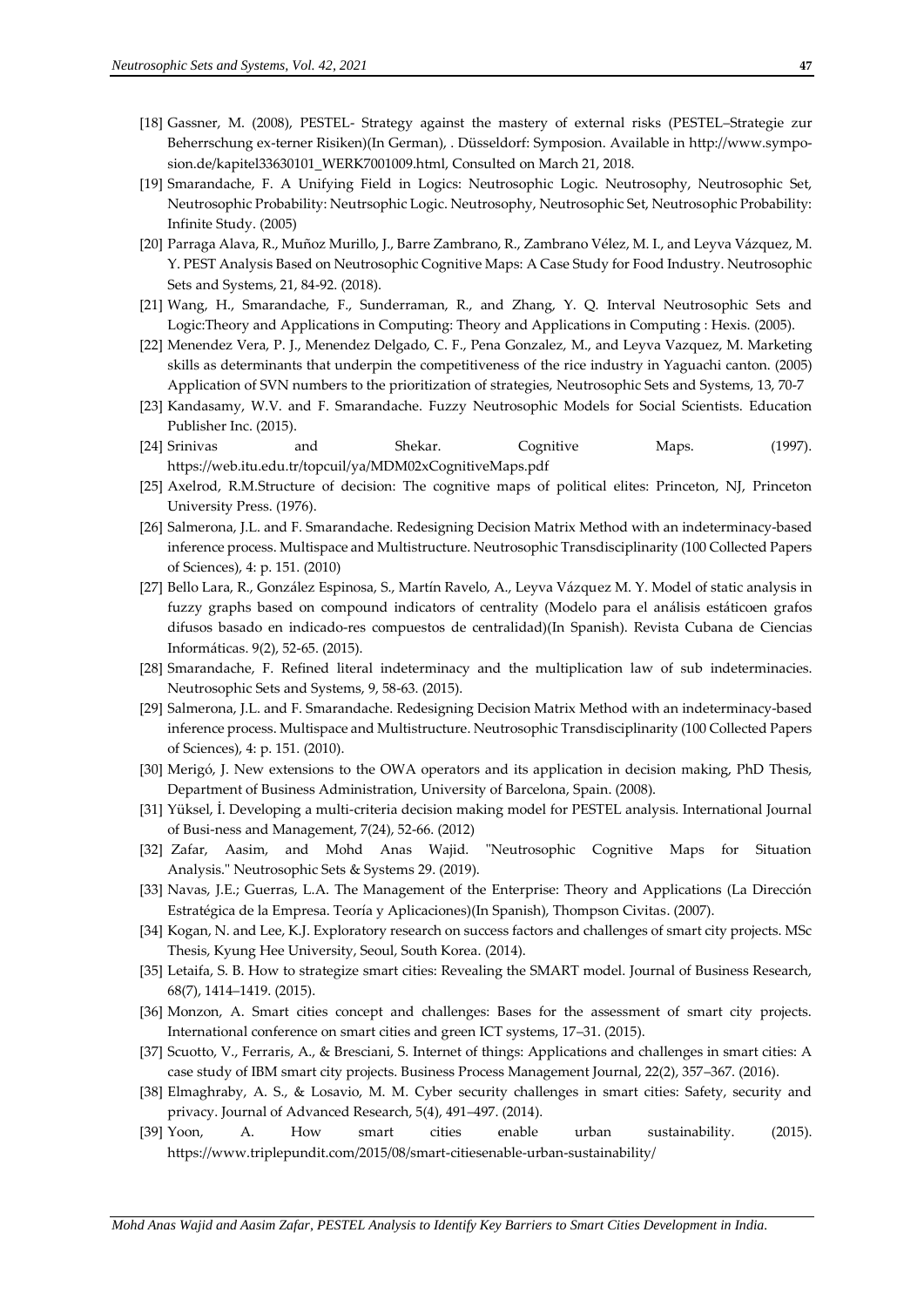[18] Gassner, M. (2008), PESTEL- Strategy against the mastery of external risks (PESTEL–Strategie zur Beherrschung ex-terner Risiken)(In German), . Düsseldorf: Symposion. Available in http://www.symposion.de/kapitel33630101_WERK7001009.html, Consulted on March 21, 2018.

[19] Smarandache, F. A Unifying Field in Logics: Neutrosophic Logic. Neutrosophy, Neutrosophic Set, Neutrosophic Probability: Neutrsophic Logic. Neutrosophy, Neutrosophic Set, Neutrosophic Probability: Infinite Study. (2005)

[20] Parraga Alava, R., Muñoz Murillo, J., Barre Zambrano, R., Zambrano Vélez, M. I., and Leyva Vázquez, M. Y. PEST Analysis Based on Neutrosophic Cognitive Maps: A Case Study for Food Industry. Neutrosophic Sets and Systems, 21, 84-92. (2018).

[21] Wang, H., Smarandache, F., Sunderraman, R., and Zhang, Y. Q. Interval Neutrosophic Sets and Logic:Theory and Applications in Computing: Theory and Applications in Computing : Hexis. (2005).

[22] Menendez Vera, P. J., Menendez Delgado, C. F., Pena Gonzalez, M., and Leyva Vazquez, M. Marketing skills as determinants that underpin the competitiveness of the rice industry in Yaguachi canton. (2005) Application of SVN numbers to the prioritization of strategies, Neutrosophic Sets and Systems, 13, 70-7

[23] Kandasamy, W.V. and F. Smarandache. Fuzzy Neutrosophic Models for Social Scientists. Education Publisher Inc. (2015).

[24] Srinivas and Shekar. Cognitive Maps. (1997). https://web.itu.edu.tr/topcuil/ya/MDM02xCognitiveMaps.pdf

[25] Axelrod, R.M.Structure of decision: The cognitive maps of political elites: Princeton, NJ, Princeton University Press. (1976).

[26] Salmerona, J.L. and F. Smarandache. Redesigning Decision Matrix Method with an indeterminacy-based inference process. Multispace and Multistructure. Neutrosophic Transdisciplinarity (100 Collected Papers of Sciences), 4: p. 151. (2010)

[27] Bello Lara, R., González Espinosa, S., Martín Ravelo, A., Leyva Vázquez M. Y. Model of static analysis in fuzzy graphs based on compound indicators of centrality (Modelo para el análisis estáticoen grafos difusos basado en indicado-res compuestos de centralidad)(In Spanish). Revista Cubana de Ciencias Informáticas. 9(2), 52-65. (2015).

[28] Smarandache, F. Refined literal indeterminacy and the multiplication law of sub indeterminacies. Neutrosophic Sets and Systems, 9, 58-63. (2015).

[29] Salmerona, J.L. and F. Smarandache. Redesigning Decision Matrix Method with an indeterminacy-based inference process. Multispace and Multistructure. Neutrosophic Transdisciplinarity (100 Collected Papers of Sciences), 4: p. 151. (2010).

[30] Merigó, J. New extensions to the OWA operators and its application in decision making, PhD Thesis, Department of Business Administration, University of Barcelona, Spain. (2008).

[31] Yüksel, İ. Developing a multi-criteria decision making model for PESTEL analysis. International Journal of Busi-ness and Management, 7(24), 52-66. (2012)

[32] Zafar, Aasim, and Mohd Anas Wajid. "Neutrosophic Cognitive Maps for Situation Analysis." Neutrosophic Sets & Systems 29. (2019).

[33] Navas, J.E.; Guerras, L.A. The Management of the Enterprise: Theory and Applications (La Dirección Estratégica de la Empresa. Teoría y Aplicaciones)(In Spanish), Thompson Civitas. (2007).

[34] Kogan, N. and Lee, K.J. Exploratory research on success factors and challenges of smart city projects. MSc Thesis, Kyung Hee University, Seoul, South Korea. (2014).

[35] Letaifa, S. B. How to strategize smart cities: Revealing the SMART model. Journal of Business Research, 68(7), 1414–1419. (2015).

[36] Monzon, A. Smart cities concept and challenges: Bases for the assessment of smart city projects. International conference on smart cities and green ICT systems, 17–31. (2015).

[37] Scuotto, V., Ferraris, A., & Bresciani, S. Internet of things: Applications and challenges in smart cities: A case study of IBM smart city projects. Business Process Management Journal, 22(2), 357–367. (2016).

[38] Elmaghraby, A. S., & Losavio, M. M. Cyber security challenges in smart cities: Safety, security and privacy. Journal of Advanced Research, 5(4), 491–497. (2014).

[39] Yoon, A. How smart cities enable urban sustainability. (2015). https://www.triplepundit.com/2015/08/smart-citiesenable-urban-sustainability/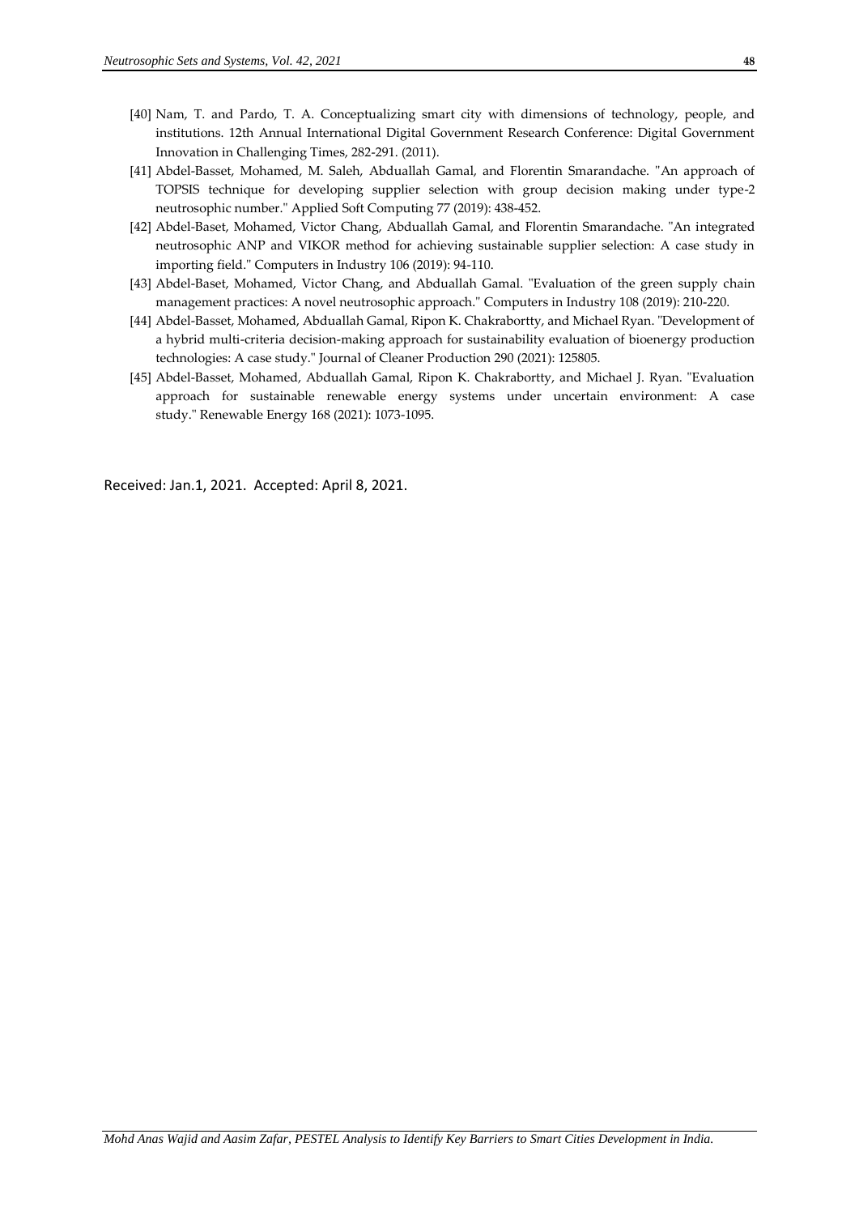[40] Nam, T. and Pardo, T. A. Conceptualizing smart city with dimensions of technology, people, and institutions. 12th Annual International Digital Government Research Conference: Digital Government Innovation in Challenging Times, 282-291. (2011).

[41] Abdel-Basset, Mohamed, M. Saleh, Abduallah Gamal, and Florentin Smarandache. "An approach of TOPSIS technique for developing supplier selection with group decision making under type-2 neutrosophic number." Applied Soft Computing 77 (2019): 438-452.

[42] Abdel-Baset, Mohamed, Victor Chang, Abduallah Gamal, and Florentin Smarandache. "An integrated neutrosophic ANP and VIKOR method for achieving sustainable supplier selection: A case study in importing field." Computers in Industry 106 (2019): 94-110.

[43] Abdel-Baset, Mohamed, Victor Chang, and Abduallah Gamal. "Evaluation of the green supply chain management practices: A novel neutrosophic approach." Computers in Industry 108 (2019): 210-220.

[44] Abdel-Basset, Mohamed, Abduallah Gamal, Ripon K. Chakrabortty, and Michael Ryan. "Development of a hybrid multi-criteria decision-making approach for sustainability evaluation of bioenergy production technologies: A case study." Journal of Cleaner Production 290 (2021): 125805.

[45] Abdel-Basset, Mohamed, Abduallah Gamal, Ripon K. Chakrabortty, and Michael J. Ryan. "Evaluation approach for sustainable renewable energy systems under uncertain environment: A case study." Renewable Energy 168 (2021): 1073-1095.

Received: Jan.1, 2021. Accepted: April 8, 2021.